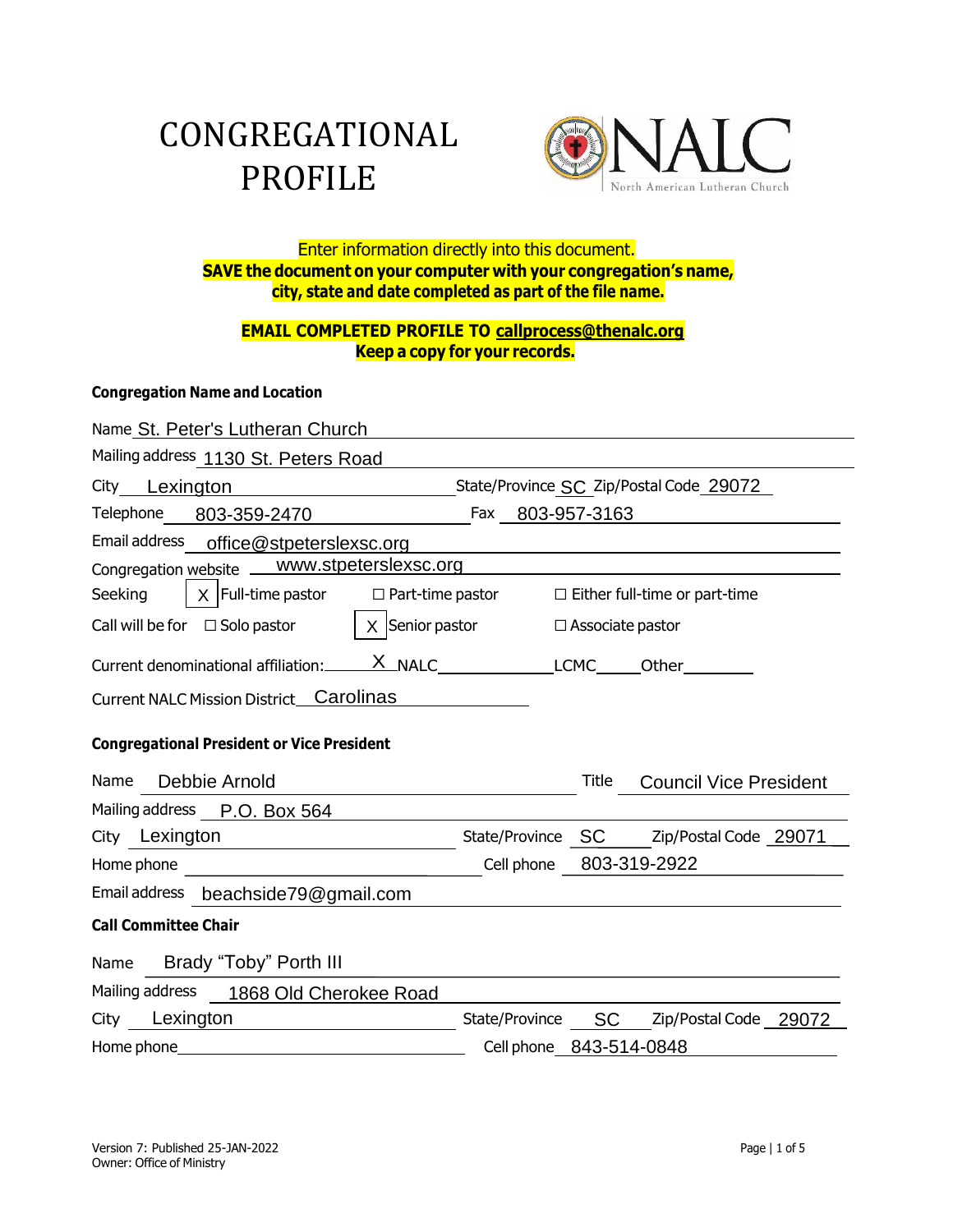# CONGREGATIONAL PROFILE

NALC North American Lutheran Church

Enter information directly into this document.
**SAVE the document on your computer with your congregation's name, city, state and date completed as part of the file name.**

**EMAIL COMPLETED PROFILE TO callprocess@thenalc.org**
**Keep a copy for your records.**

**Congregation Name and Location**

Name St. Peter's Lutheran Church

Mailing address 1130 St. Peters Road

City Lexington State/Province SC Zip/Postal Code 29072

Telephone 803-359-2470 Fax 803-957-3163

Email address office@stpeterslexsc.org

Congregation website www.stpeterslexsc.org

Seeking [X] Full-time pastor ☐ Part-time pastor ☐ Either full-time or part-time

Call will be for ☐ Solo pastor [X] Senior pastor ☐ Associate pastor

Current denominational affiliation: X NALC ____ LCMC ____ Other ____

Current NALC Mission District Carolinas

**Congregational President or Vice President**

Name Debbie Arnold Title Council Vice President

Mailing address P.O. Box 564

City Lexington State/Province SC Zip/Postal Code 29071

Home phone ____ Cell phone 803-319-2922

Email address beachside79@gmail.com

**Call Committee Chair**

Name Brady "Toby" Porth III

Mailing address 1868 Old Cherokee Road

City Lexington State/Province SC Zip/Postal Code 29072

Home phone ____ Cell phone 843-514-0848

Version 7: Published 25-JAN-2022
Owner: Office of Ministry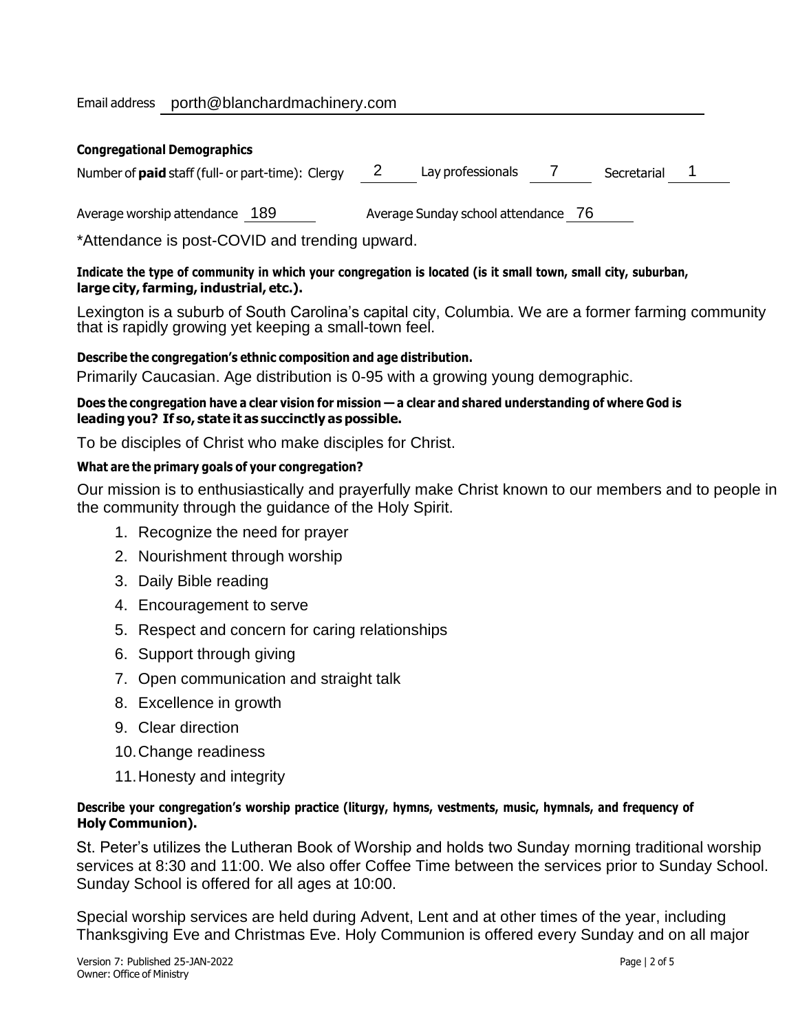Email address porth@blanchardmachinery.com

**Congregational Demographics**

Number of **paid** staff (full- or part-time): Clergy 2 Lay professionals 7 Secretarial 1

Average worship attendance 189 Average Sunday school attendance 76

*Attendance is post-COVID and trending upward.

**Indicate the type of community in which your congregation is located (is it small town, small city, suburban, large city, farming, industrial, etc.).**

Lexington is a suburb of South Carolina's capital city, Columbia. We are a former farming community that is rapidly growing yet keeping a small-town feel.

**Describe the congregation's ethnic composition and age distribution.**

Primarily Caucasian. Age distribution is 0-95 with a growing young demographic.

**Does the congregation have a clear vision for mission — a clear and shared understanding of where God is leading you? If so, state it as succinctly as possible.**

To be disciples of Christ who make disciples for Christ.

**What are the primary goals of your congregation?**

Our mission is to enthusiastically and prayerfully make Christ known to our members and to people in the community through the guidance of the Holy Spirit.

1. Recognize the need for prayer
2. Nourishment through worship
3. Daily Bible reading
4. Encouragement to serve
5. Respect and concern for caring relationships
6. Support through giving
7. Open communication and straight talk
8. Excellence in growth
9. Clear direction
10. Change readiness
11. Honesty and integrity

**Describe your congregation's worship practice (liturgy, hymns, vestments, music, hymnals, and frequency of Holy Communion).**

St. Peter's utilizes the Lutheran Book of Worship and holds two Sunday morning traditional worship services at 8:30 and 11:00. We also offer Coffee Time between the services prior to Sunday School. Sunday School is offered for all ages at 10:00.

Special worship services are held during Advent, Lent and at other times of the year, including Thanksgiving Eve and Christmas Eve. Holy Communion is offered every Sunday and on all major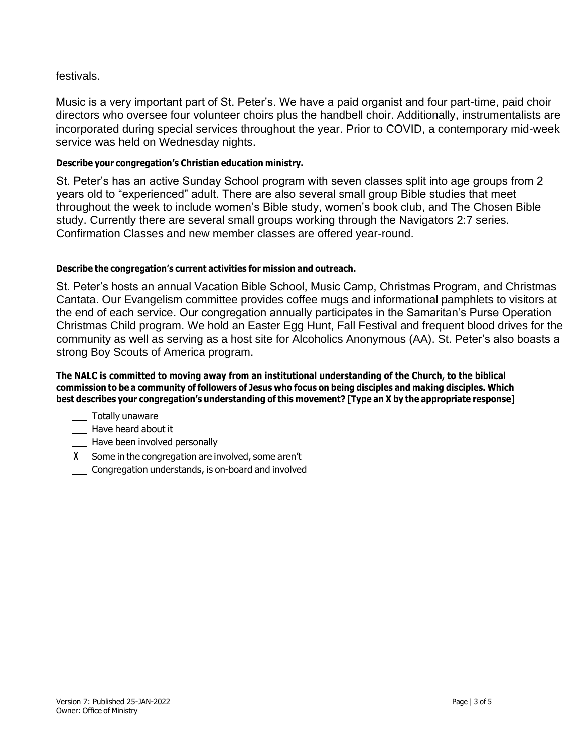festivals.

Music is a very important part of St. Peter's. We have a paid organist and four part-time, paid choir directors who oversee four volunteer choirs plus the handbell choir. Additionally, instrumentalists are incorporated during special services throughout the year. Prior to COVID, a contemporary mid-week service was held on Wednesday nights.

**Describe your congregation's Christian education ministry.**

St. Peter's has an active Sunday School program with seven classes split into age groups from 2 years old to "experienced" adult. There are also several small group Bible studies that meet throughout the week to include women's Bible study, women's book club, and The Chosen Bible study. Currently there are several small groups working through the Navigators 2:7 series. Confirmation Classes and new member classes are offered year-round.

**Describe the congregation's current activities for mission and outreach.**

St. Peter's hosts an annual Vacation Bible School, Music Camp, Christmas Program, and Christmas Cantata. Our Evangelism committee provides coffee mugs and informational pamphlets to visitors at the end of each service. Our congregation annually participates in the Samaritan's Purse Operation Christmas Child program. We hold an Easter Egg Hunt, Fall Festival and frequent blood drives for the community as well as serving as a host site for Alcoholics Anonymous (AA). St. Peter's also boasts a strong Boy Scouts of America program.

**The NALC is committed to moving away from an institutional understanding of the Church, to the biblical commission to be a community of followers of Jesus who focus on being disciples and making disciples. Which best describes your congregation's understanding of this movement? [Type an X by the appropriate response]**

- ___ Totally unaware
- ___ Have heard about it
- ___ Have been involved personally
- _X_ Some in the congregation are involved, some aren't
- ___ Congregation understands, is on-board and involved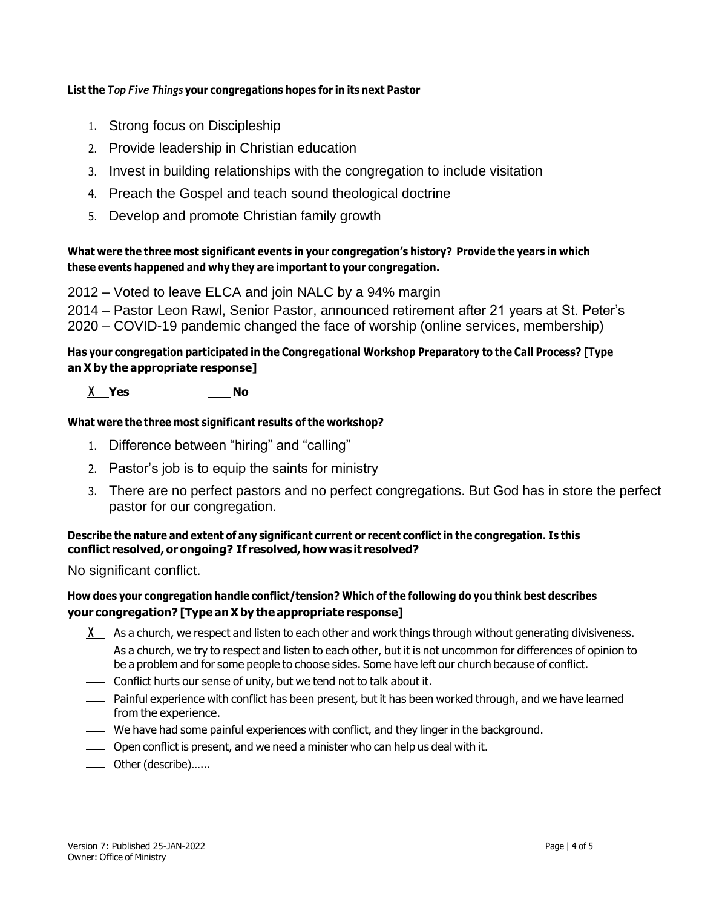**List the *Top Five Things* your congregations hopes for in its next Pastor**

1. Strong focus on Discipleship
2. Provide leadership in Christian education
3. Invest in building relationships with the congregation to include visitation
4. Preach the Gospel and teach sound theological doctrine
5. Develop and promote Christian family growth

**What were the three most significant events in your congregation's history? Provide the years in which these events happened and why they are important to your congregation.**

2012 – Voted to leave ELCA and join NALC by a 94% margin
2014 – Pastor Leon Rawl, Senior Pastor, announced retirement after 21 years at St. Peter's
2020 – COVID-19 pandemic changed the face of worship (online services, membership)

**Has your congregation participated in the Congregational Workshop Preparatory to the Call Process? [Type an X by the appropriate response]**

\_X\_ **Yes** \_\_\_ **No**

**What were the three most significant results of the workshop?**

1. Difference between "hiring" and "calling"
2. Pastor's job is to equip the saints for ministry
3. There are no perfect pastors and no perfect congregations. But God has in store the perfect pastor for our congregation.

**Describe the nature and extent of any significant current or recent conflict in the congregation. Is this conflict resolved, or ongoing? If resolved, how was it resolved?**

No significant conflict.

**How does your congregation handle conflict/tension? Which of the following do you think best describes your congregation? [Type an X by the appropriate response]**

- \_X\_ As a church, we respect and listen to each other and work things through without generating divisiveness.
- \_\_\_ As a church, we try to respect and listen to each other, but it is not uncommon for differences of opinion to be a problem and for some people to choose sides. Some have left our church because of conflict.
- \_\_\_ Conflict hurts our sense of unity, but we tend not to talk about it.
- \_\_\_ Painful experience with conflict has been present, but it has been worked through, and we have learned from the experience.
- \_\_\_ We have had some painful experiences with conflict, and they linger in the background.
- \_\_\_ Open conflict is present, and we need a minister who can help us deal with it.
- \_\_\_ Other (describe)......

Version 7: Published 25-JAN-2022
Owner: Office of Ministry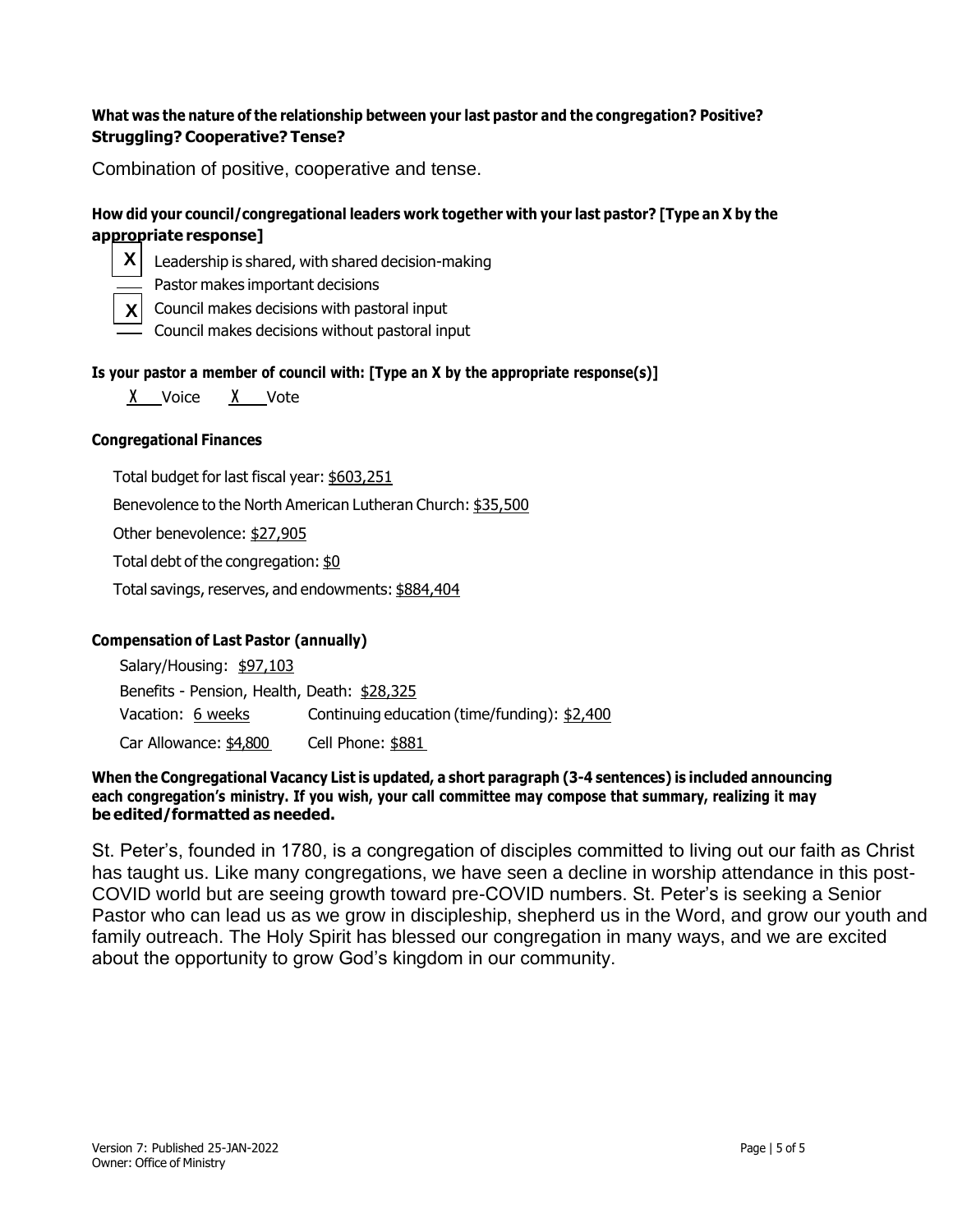**What was the nature of the relationship between your last pastor and the congregation? Positive? Struggling? Cooperative? Tense?**

Combination of positive, cooperative and tense.

**How did your council/congregational leaders work together with your last pastor? [Type an X by the appropriate response]**

- X Leadership is shared, with shared decision-making
- ___ Pastor makes important decisions
- X Council makes decisions with pastoral input
- ___ Council makes decisions without pastoral input

**Is your pastor a member of council with: [Type an X by the appropriate response(s)]**

X Voice    X Vote

**Congregational Finances**

Total budget for last fiscal year: $603,251

Benevolence to the North American Lutheran Church: $35,500

Other benevolence: $27,905

Total debt of the congregation: $0

Total savings, reserves, and endowments: $884,404

**Compensation of Last Pastor (annually)**

Salary/Housing: $97,103

Benefits - Pension, Health, Death: $28,325

Vacation: 6 weeks    Continuing education (time/funding): $2,400

Car Allowance: $4,800    Cell Phone: $881

**When the Congregational Vacancy List is updated, a short paragraph (3-4 sentences) is included announcing each congregation's ministry. If you wish, your call committee may compose that summary, realizing it may be edited/formatted as needed.**

St. Peter's, founded in 1780, is a congregation of disciples committed to living out our faith as Christ has taught us. Like many congregations, we have seen a decline in worship attendance in this post-COVID world but are seeing growth toward pre-COVID numbers. St. Peter's is seeking a Senior Pastor who can lead us as we grow in discipleship, shepherd us in the Word, and grow our youth and family outreach. The Holy Spirit has blessed our congregation in many ways, and we are excited about the opportunity to grow God's kingdom in our community.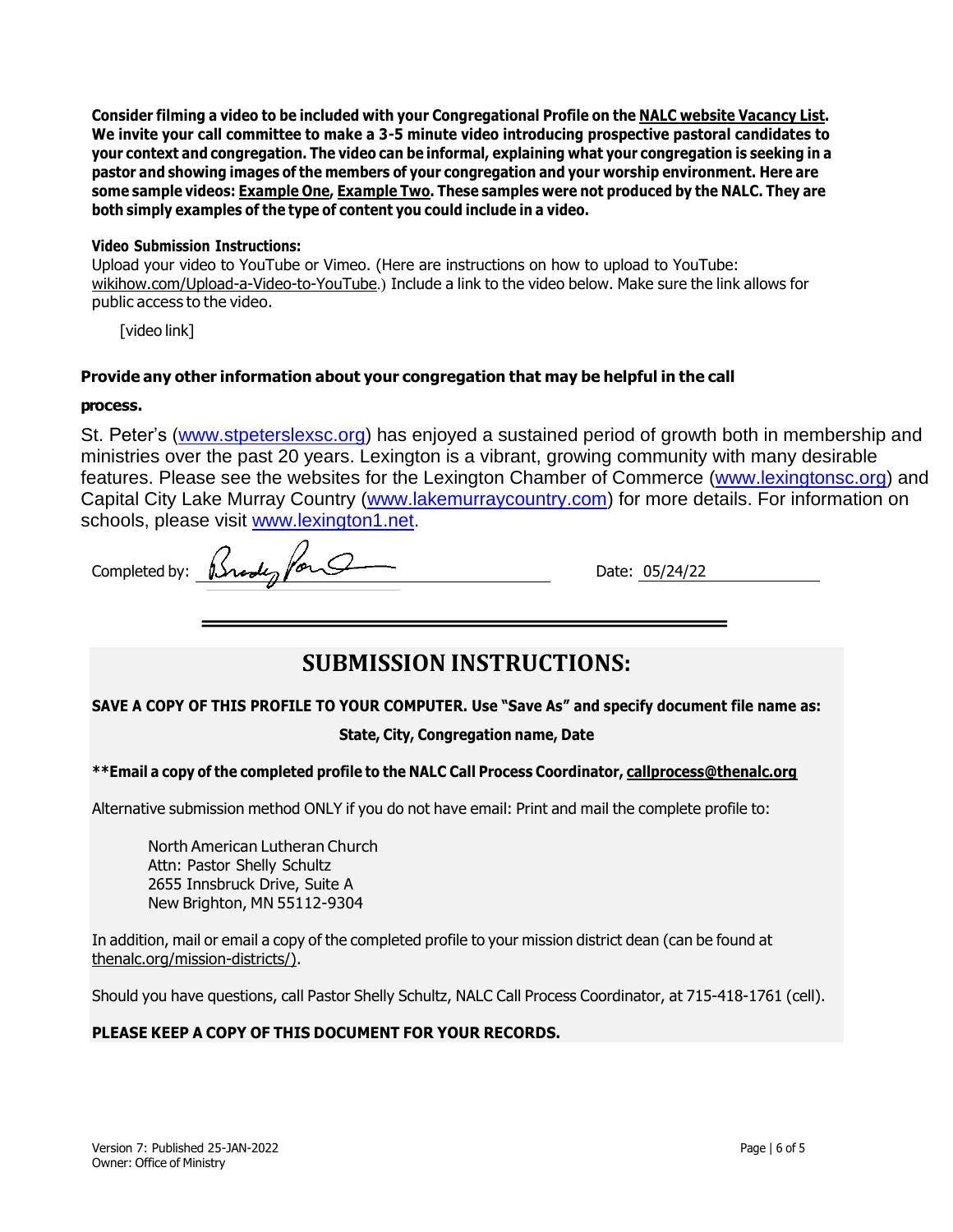**Consider filming a video to be included with your Congregational Profile on the NALC website Vacancy List. We invite your call committee to make a 3-5 minute video introducing prospective pastoral candidates to your context and congregation. The video can be informal, explaining what your congregation is seeking in a pastor and showing images of the members of your congregation and your worship environment. Here are some sample videos: Example One, Example Two. These samples were not produced by the NALC. They are both simply examples of the type of content you could include in a video.**

**Video Submission Instructions:**

Upload your video to YouTube or Vimeo. (Here are instructions on how to upload to YouTube: wikihow.com/Upload-a-Video-to-YouTube.) Include a link to the video below. Make sure the link allows for public access to the video.

[video link]

**Provide any other information about your congregation that may be helpful in the call process.**

St. Peter's (www.stpeterslexsc.org) has enjoyed a sustained period of growth both in membership and ministries over the past 20 years. Lexington is a vibrant, growing community with many desirable features. Please see the websites for the Lexington Chamber of Commerce (www.lexingtonsc.org) and Capital City Lake Murray Country (www.lakemurraycountry.com) for more details. For information on schools, please visit www.lexington1.net.

Completed by: Brodey Por[signature] Date: 05/24/22

---

# SUBMISSION INSTRUCTIONS:

**SAVE A COPY OF THIS PROFILE TO YOUR COMPUTER. Use "Save As" and specify document file name as:**

**State, City, Congregation name, Date**

****Email a copy of the completed profile to the NALC Call Process Coordinator, callprocess@thenalc.org**

Alternative submission method ONLY if you do not have email: Print and mail the complete profile to:

North American Lutheran Church
Attn: Pastor Shelly Schultz
2655 Innsbruck Drive, Suite A
New Brighton, MN 55112-9304

In addition, mail or email a copy of the completed profile to your mission district dean (can be found at thenalc.org/mission-districts/).

Should you have questions, call Pastor Shelly Schultz, NALC Call Process Coordinator, at 715-418-1761 (cell).

**PLEASE KEEP A COPY OF THIS DOCUMENT FOR YOUR RECORDS.**